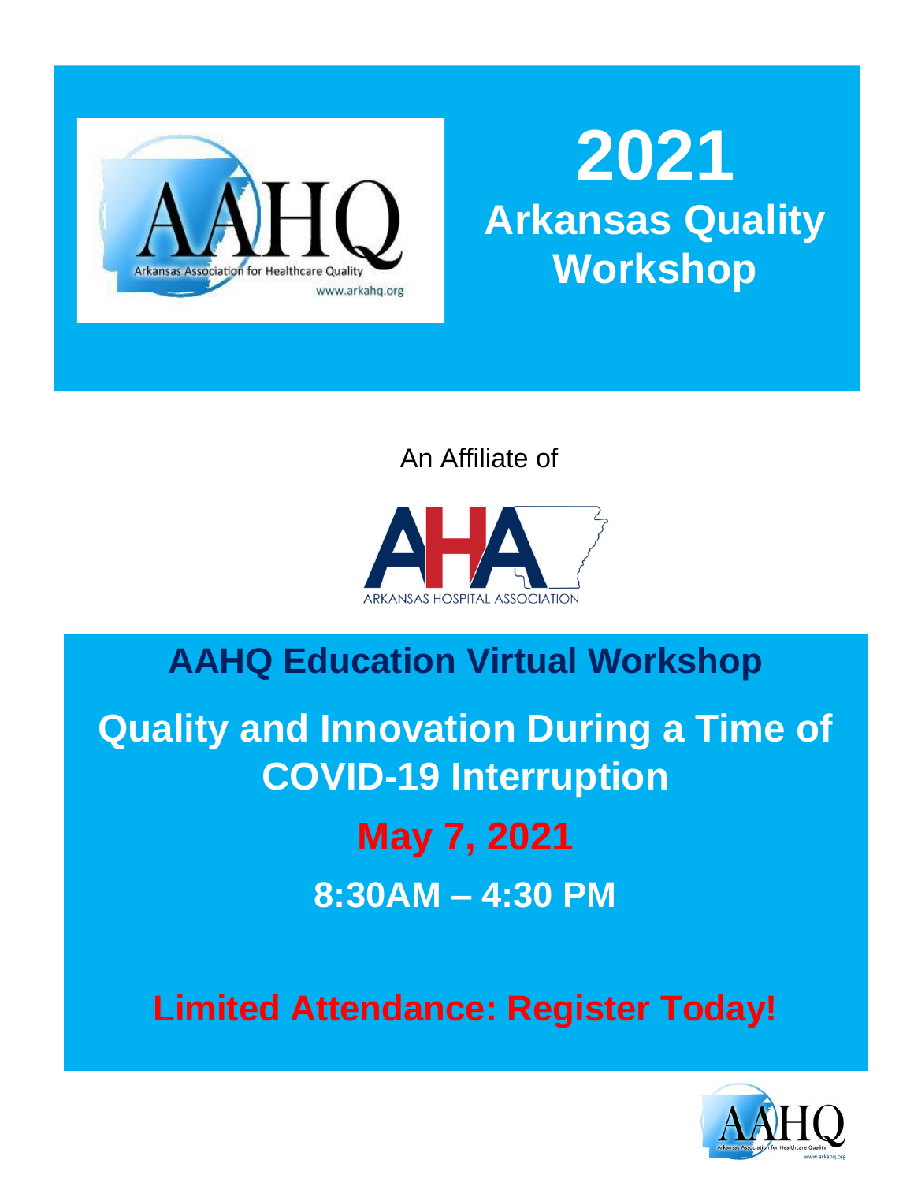AAHQ

Arkansas Association for Healthcare Quality

www.arkahq.org

# 2021 Arkansas Quality Workshop

An Affiliate of

AHA

ARKANSAS HOSPITAL ASSOCIATION

## AAHQ Education Virtual Workshop

## Quality and Innovation During a Time of COVID-19 Interruption

**May 7, 2021**

**8:30AM – 4:30 PM**

**Limited Attendance: Register Today!**

AAHQ

Arkansas Association for Healthcare Quality

www.arkahq.org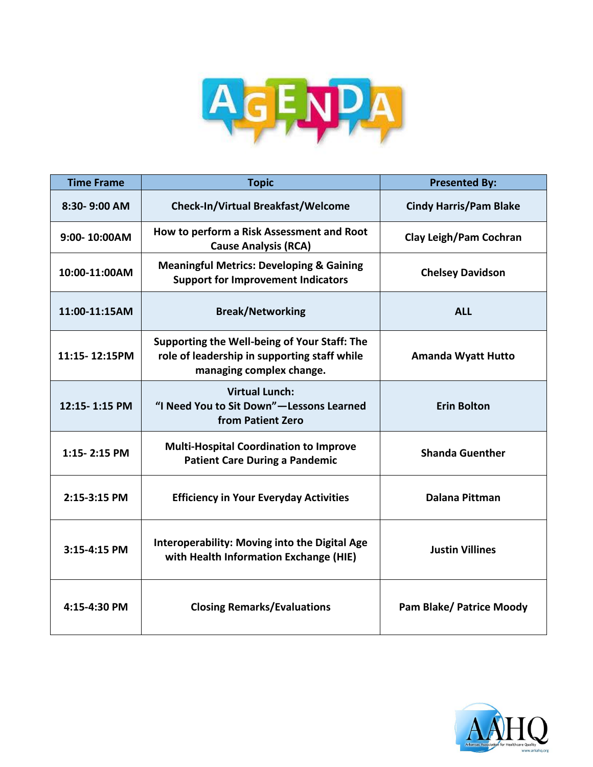# AGENDA

| Time Frame | Topic | Presented By: |
|---|---|---|
| 8:30- 9:00 AM | Check-In/Virtual Breakfast/Welcome | Cindy Harris/Pam Blake |
| 9:00- 10:00AM | How to perform a Risk Assessment and Root Cause Analysis (RCA) | Clay Leigh/Pam Cochran |
| 10:00-11:00AM | Meaningful Metrics: Developing & Gaining Support for Improvement Indicators | Chelsey Davidson |
| 11:00-11:15AM | Break/Networking | ALL |
| 11:15- 12:15PM | Supporting the Well-being of Your Staff: The role of leadership in supporting staff while managing complex change. | Amanda Wyatt Hutto |
| 12:15- 1:15 PM | Virtual Lunch: "I Need You to Sit Down"—Lessons Learned from Patient Zero | Erin Bolton |
| 1:15- 2:15 PM | Multi-Hospital Coordination to Improve Patient Care During a Pandemic | Shanda Guenther |
| 2:15-3:15 PM | Efficiency in Your Everyday Activities | Dalana Pittman |
| 3:15-4:15 PM | Interoperability: Moving into the Digital Age with Health Information Exchange (HIE) | Justin Villines |
| 4:15-4:30 PM | Closing Remarks/Evaluations | Pam Blake/ Patrice Moody |

AAHQ
Arkansas Association for Healthcare Quality
www.arkahq.org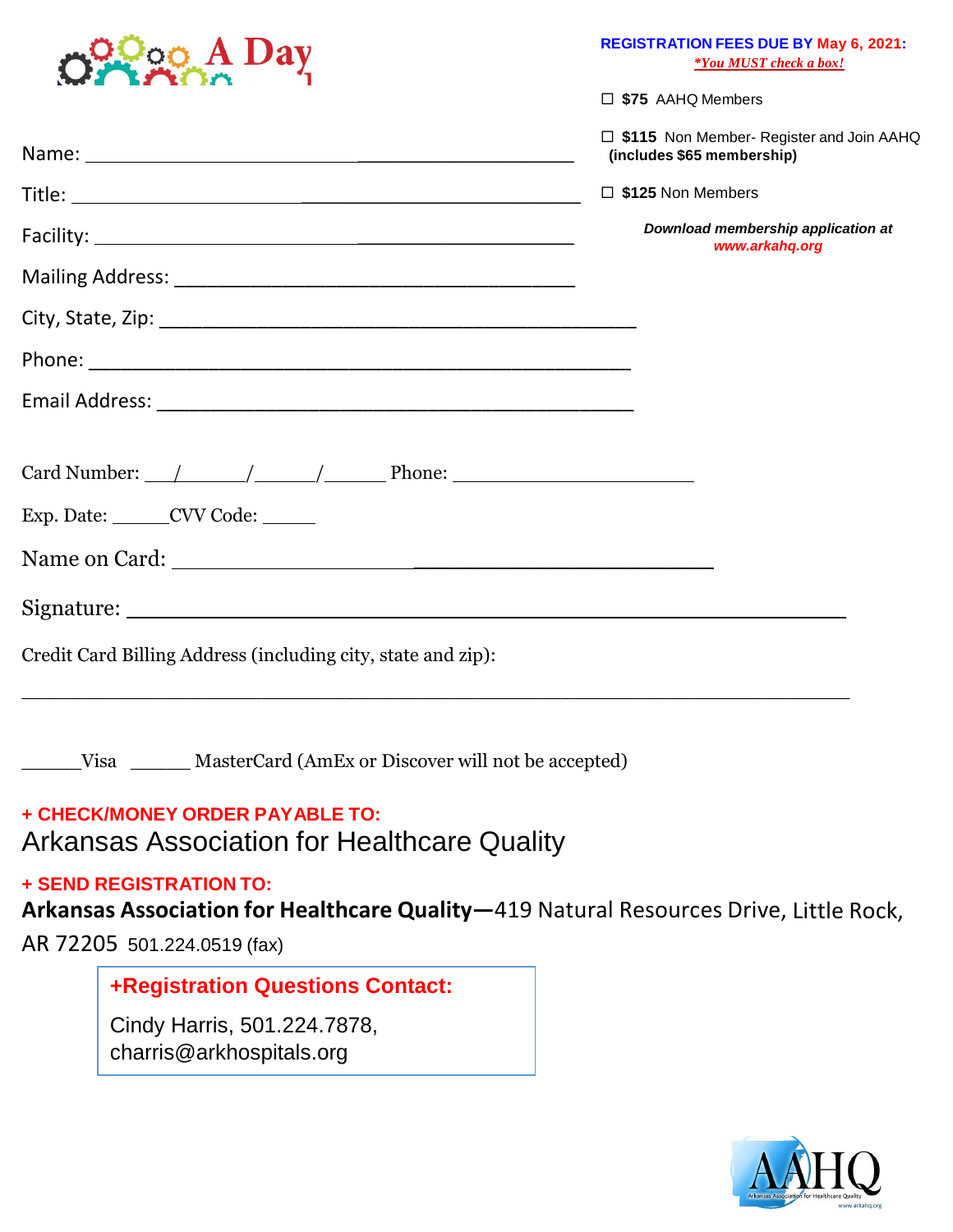A Day

**REGISTRATION FEES DUE BY May 6, 2021:**
***\*You MUST check a box!***

☐ **$75** AAHQ Members

☐ **$115** Non Member- Register and Join AAHQ **(includes $65 membership)**

☐ **$125** Non Members

***Download membership application at www.arkahq.org***

Name: ____________________________________________

Title: ____________________________________________

Facility: ____________________________________________

Mailing Address: ____________________________________

City, State, Zip: ____________________________________________

Phone: ____________________________________________

Email Address: ____________________________________________

Card Number: ___/______/______/______ Phone: ______________________

Exp. Date: _____CVV Code: _____

Name on Card: ____________________________________________

Signature: ____________________________________________

Credit Card Billing Address (including city, state and zip):

____________________________________________________________

______Visa ______ MasterCard (AmEx or Discover will not be accepted)

**+ CHECK/MONEY ORDER PAYABLE TO:**

Arkansas Association for Healthcare Quality

**+ SEND REGISTRATION TO:**

**Arkansas Association for Healthcare Quality—**419 Natural Resources Drive, Little Rock, AR 72205 501.224.0519 (fax)

**+Registration Questions Contact:**

Cindy Harris, 501.224.7878,
charris@arkhospitals.org

AAHQ Arkansas Association for Healthcare Quality www.arkahq.org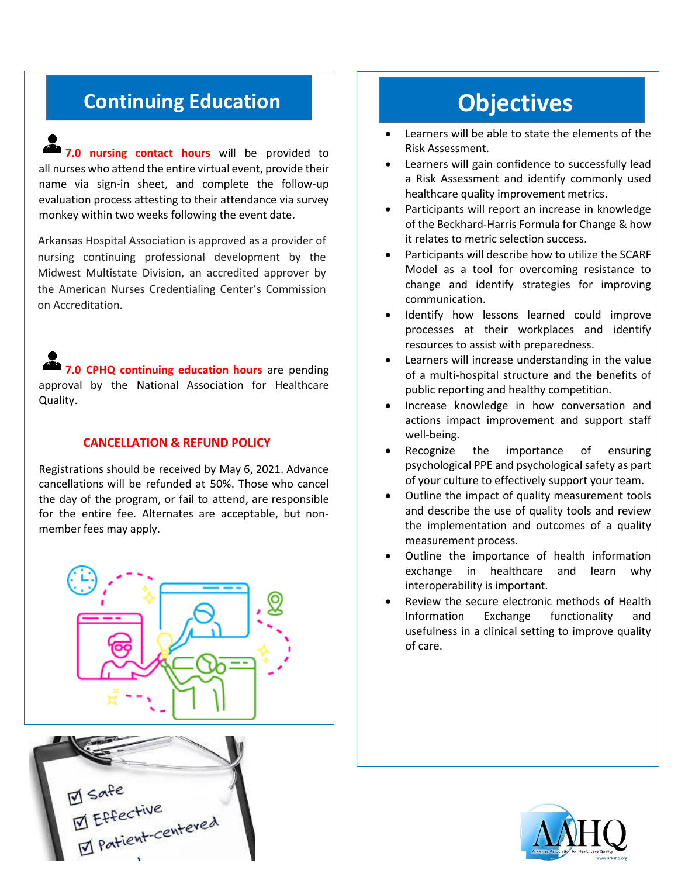## Continuing Education

**7.0 nursing contact hours** will be provided to all nurses who attend the entire virtual event, provide their name via sign-in sheet, and complete the follow-up evaluation process attesting to their attendance via survey monkey within two weeks following the event date.

Arkansas Hospital Association is approved as a provider of nursing continuing professional development by the Midwest Multistate Division, an accredited approver by the American Nurses Credentialing Center's Commission on Accreditation.

**7.0 CPHQ continuing education hours** are pending approval by the National Association for Healthcare Quality.

### CANCELLATION & REFUND POLICY

Registrations should be received by May 6, 2021. Advance cancellations will be refunded at 50%. Those who cancel the day of the program, or fail to attend, are responsible for the entire fee. Alternates are acceptable, but non-member fees may apply.

## Objectives

- Learners will be able to state the elements of the Risk Assessment.
- Learners will gain confidence to successfully lead a Risk Assessment and identify commonly used healthcare quality improvement metrics.
- Participants will report an increase in knowledge of the Beckhard-Harris Formula for Change & how it relates to metric selection success.
- Participants will describe how to utilize the SCARF Model as a tool for overcoming resistance to change and identify strategies for improving communication.
- Identify how lessons learned could improve processes at their workplaces and identify resources to assist with preparedness.
- Learners will increase understanding in the value of a multi-hospital structure and the benefits of public reporting and healthy competition.
- Increase knowledge in how conversation and actions impact improvement and support staff well-being.
- Recognize the importance of ensuring psychological PPE and psychological safety as part of your culture to effectively support your team.
- Outline the impact of quality measurement tools and describe the use of quality tools and review the implementation and outcomes of a quality measurement process.
- Outline the importance of health information exchange in healthcare and learn why interoperability is important.
- Review the secure electronic methods of Health Information Exchange functionality and usefulness in a clinical setting to improve quality of care.